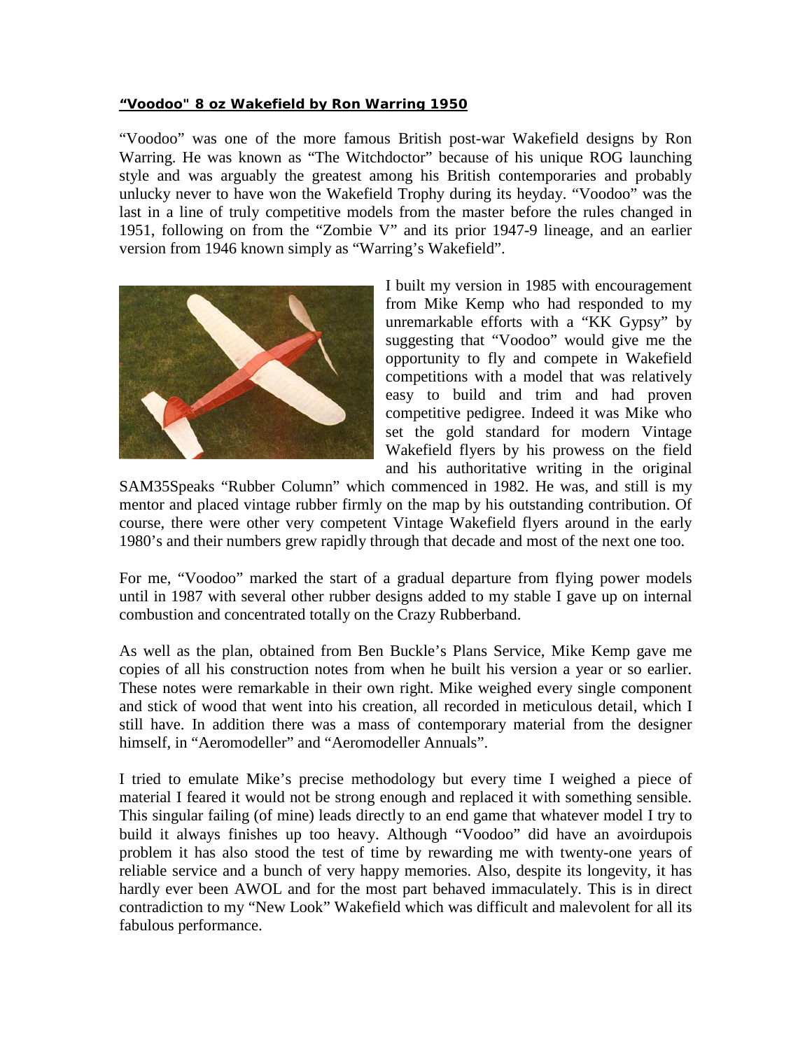**"Voodoo" 8 oz Wakefield by Ron Warring 1950**

"Voodoo" was one of the more famous British post-war Wakefield designs by Ron Warring. He was known as "The Witchdoctor" because of his unique ROG launching style and was arguably the greatest among his British contemporaries and probably unlucky never to have won the Wakefield Trophy during its heyday. "Voodoo" was the last in a line of truly competitive models from the master before the rules changed in 1951, following on from the "Zombie V" and its prior 1947-9 lineage, and an earlier version from 1946 known simply as "Warring's Wakefield".

I built my version in 1985 with encouragement from Mike Kemp who had responded to my unremarkable efforts with a "KK Gypsy" by suggesting that "Voodoo" would give me the opportunity to fly and compete in Wakefield competitions with a model that was relatively easy to build and trim and had proven competitive pedigree. Indeed it was Mike who set the gold standard for modern Vintage Wakefield flyers by his prowess on the field and his authoritative writing in the original SAM35Speaks "Rubber Column" which commenced in 1982. He was, and still is my mentor and placed vintage rubber firmly on the map by his outstanding contribution. Of course, there were other very competent Vintage Wakefield flyers around in the early 1980's and their numbers grew rapidly through that decade and most of the next one too.

For me, "Voodoo" marked the start of a gradual departure from flying power models until in 1987 with several other rubber designs added to my stable I gave up on internal combustion and concentrated totally on the Crazy Rubberband.

As well as the plan, obtained from Ben Buckle's Plans Service, Mike Kemp gave me copies of all his construction notes from when he built his version a year or so earlier. These notes were remarkable in their own right. Mike weighed every single component and stick of wood that went into his creation, all recorded in meticulous detail, which I still have. In addition there was a mass of contemporary material from the designer himself, in "Aeromodeller" and "Aeromodeller Annuals".

I tried to emulate Mike's precise methodology but every time I weighed a piece of material I feared it would not be strong enough and replaced it with something sensible. This singular failing (of mine) leads directly to an end game that whatever model I try to build it always finishes up too heavy. Although "Voodoo" did have an avoirdupois problem it has also stood the test of time by rewarding me with twenty-one years of reliable service and a bunch of very happy memories. Also, despite its longevity, it has hardly ever been AWOL and for the most part behaved immaculately. This is in direct contradiction to my "New Look" Wakefield which was difficult and malevolent for all its fabulous performance.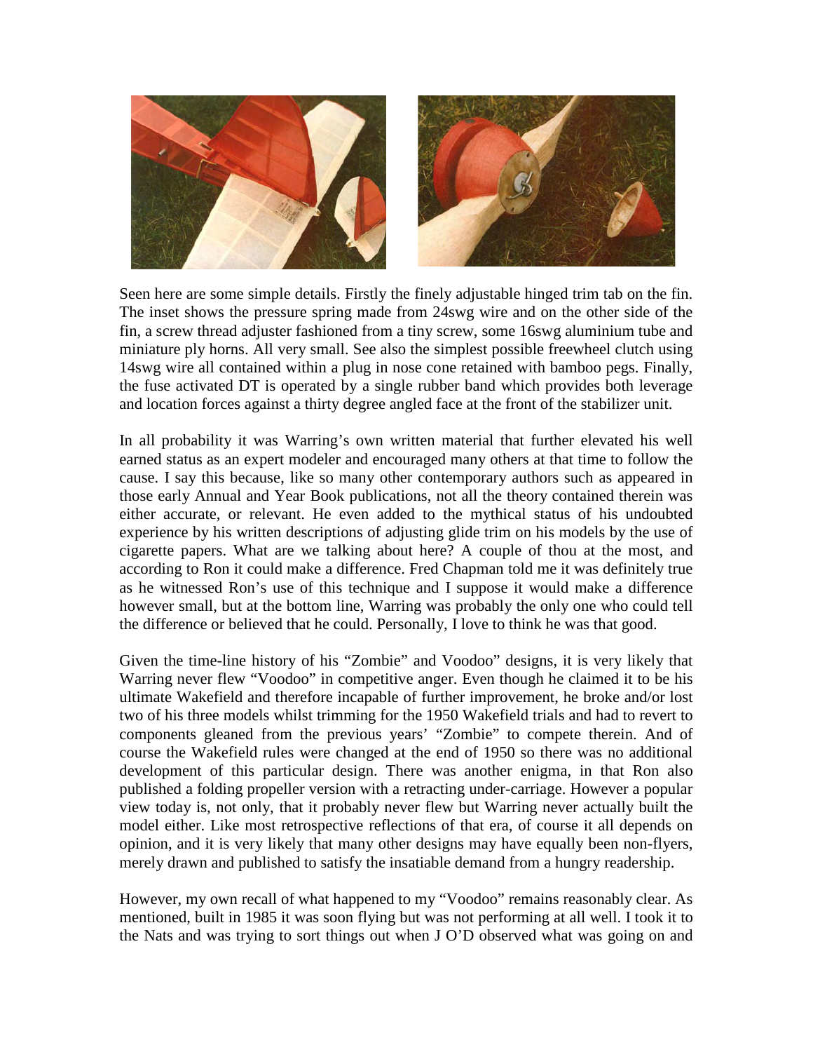Seen here are some simple details. Firstly the finely adjustable hinged trim tab on the fin. The inset shows the pressure spring made from 24swg wire and on the other side of the fin, a screw thread adjuster fashioned from a tiny screw, some 16swg aluminium tube and miniature ply horns. All very small. See also the simplest possible freewheel clutch using 14swg wire all contained within a plug in nose cone retained with bamboo pegs. Finally, the fuse activated DT is operated by a single rubber band which provides both leverage and location forces against a thirty degree angled face at the front of the stabilizer unit.

In all probability it was Warring's own written material that further elevated his well earned status as an expert modeler and encouraged many others at that time to follow the cause. I say this because, like so many other contemporary authors such as appeared in those early Annual and Year Book publications, not all the theory contained therein was either accurate, or relevant. He even added to the mythical status of his undoubted experience by his written descriptions of adjusting glide trim on his models by the use of cigarette papers. What are we talking about here? A couple of thou at the most, and according to Ron it could make a difference. Fred Chapman told me it was definitely true as he witnessed Ron's use of this technique and I suppose it would make a difference however small, but at the bottom line, Warring was probably the only one who could tell the difference or believed that he could. Personally, I love to think he was that good.

Given the time-line history of his "Zombie" and Voodoo" designs, it is very likely that Warring never flew "Voodoo" in competitive anger. Even though he claimed it to be his ultimate Wakefield and therefore incapable of further improvement, he broke and/or lost two of his three models whilst trimming for the 1950 Wakefield trials and had to revert to components gleaned from the previous years' "Zombie" to compete therein. And of course the Wakefield rules were changed at the end of 1950 so there was no additional development of this particular design. There was another enigma, in that Ron also published a folding propeller version with a retracting under-carriage. However a popular view today is, not only, that it probably never flew but Warring never actually built the model either. Like most retrospective reflections of that era, of course it all depends on opinion, and it is very likely that many other designs may have equally been non-flyers, merely drawn and published to satisfy the insatiable demand from a hungry readership.

However, my own recall of what happened to my "Voodoo" remains reasonably clear. As mentioned, built in 1985 it was soon flying but was not performing at all well. I took it to the Nats and was trying to sort things out when J O'D observed what was going on and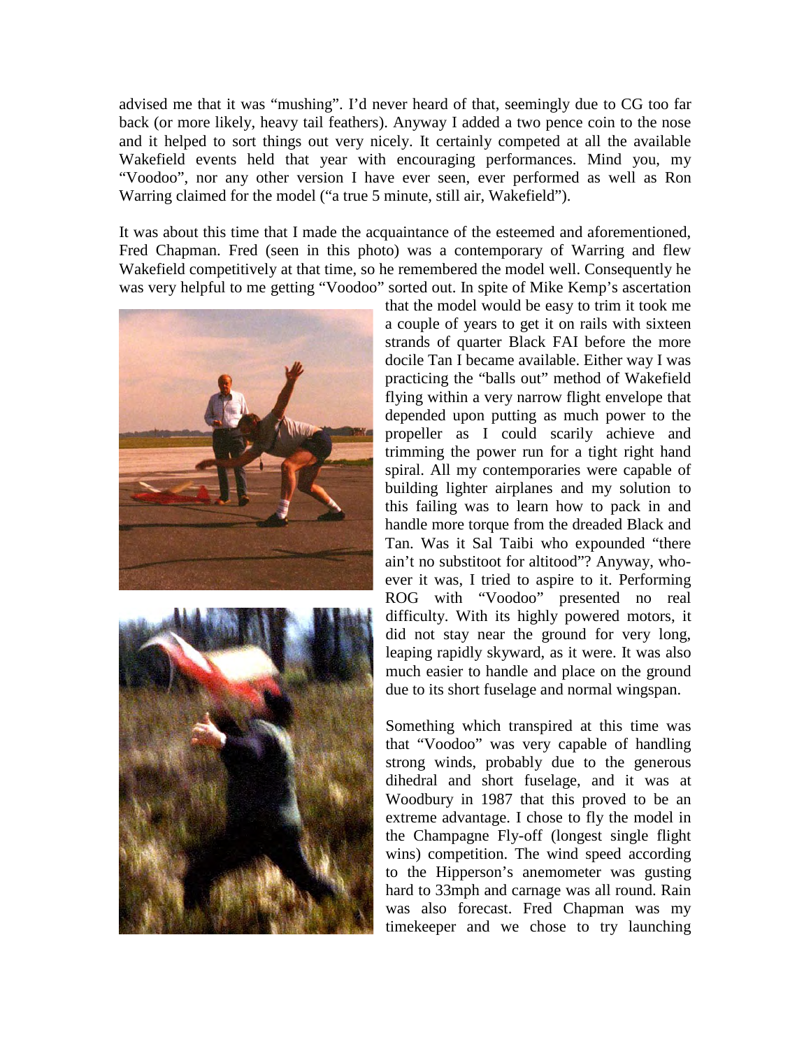advised me that it was "mushing". I'd never heard of that, seemingly due to CG too far back (or more likely, heavy tail feathers). Anyway I added a two pence coin to the nose and it helped to sort things out very nicely. It certainly competed at all the available Wakefield events held that year with encouraging performances. Mind you, my "Voodoo", nor any other version I have ever seen, ever performed as well as Ron Warring claimed for the model ("a true 5 minute, still air, Wakefield").

It was about this time that I made the acquaintance of the esteemed and aforementioned, Fred Chapman. Fred (seen in this photo) was a contemporary of Warring and flew Wakefield competitively at that time, so he remembered the model well. Consequently he was very helpful to me getting "Voodoo" sorted out. In spite of Mike Kemp's ascertation that the model would be easy to trim it took me a couple of years to get it on rails with sixteen strands of quarter Black FAI before the more docile Tan I became available. Either way I was practicing the "balls out" method of Wakefield flying within a very narrow flight envelope that depended upon putting as much power to the propeller as I could scarily achieve and trimming the power run for a tight right hand spiral. All my contemporaries were capable of building lighter airplanes and my solution to this failing was to learn how to pack in and handle more torque from the dreaded Black and Tan. Was it Sal Taibi who expounded "there ain't no substitoot for altitood"? Anyway, whoever it was, I tried to aspire to it. Performing ROG with "Voodoo" presented no real difficulty. With its highly powered motors, it did not stay near the ground for very long, leaping rapidly skyward, as it were. It was also much easier to handle and place on the ground due to its short fuselage and normal wingspan.

Something which transpired at this time was that "Voodoo" was very capable of handling strong winds, probably due to the generous dihedral and short fuselage, and it was at Woodbury in 1987 that this proved to be an extreme advantage. I chose to fly the model in the Champagne Fly-off (longest single flight wins) competition. The wind speed according to the Hipperson's anemometer was gusting hard to 33mph and carnage was all round. Rain was also forecast. Fred Chapman was my timekeeper and we chose to try launching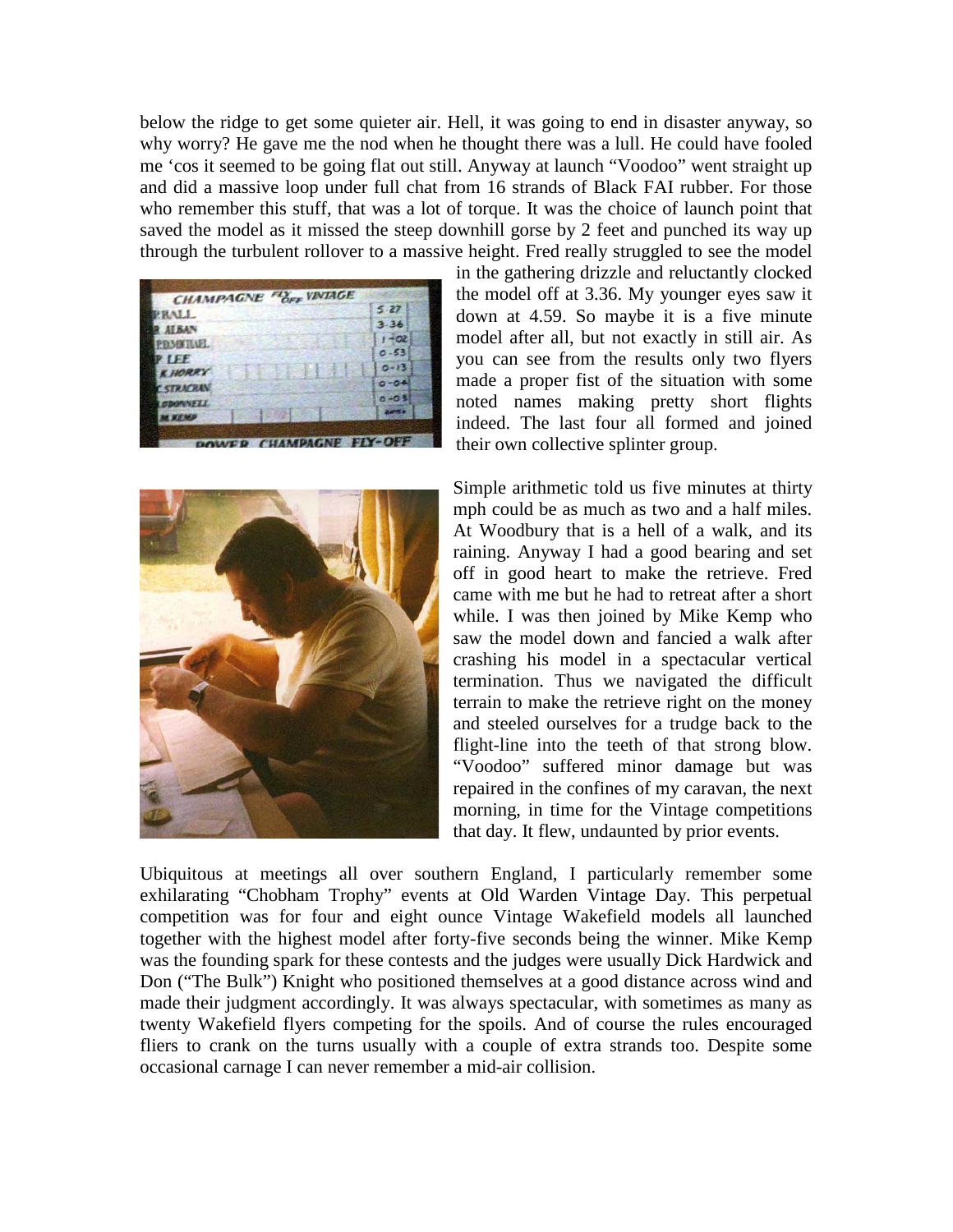below the ridge to get some quieter air. Hell, it was going to end in disaster anyway, so why worry? He gave me the nod when he thought there was a lull. He could have fooled me 'cos it seemed to be going flat out still. Anyway at launch "Voodoo" went straight up and did a massive loop under full chat from 16 strands of Black FAI rubber. For those who remember this stuff, that was a lot of torque. It was the choice of launch point that saved the model as it missed the steep downhill gorse by 2 feet and punched its way up through the turbulent rollover to a massive height. Fred really struggled to see the model in the gathering drizzle and reluctantly clocked the model off at 3.36. My younger eyes saw it down at 4.59. So maybe it is a five minute model after all, but not exactly in still air. As you can see from the results only two flyers made a proper fist of the situation with some noted names making pretty short flights indeed. The last four all formed and joined their own collective splinter group.

Simple arithmetic told us five minutes at thirty mph could be as much as two and a half miles. At Woodbury that is a hell of a walk, and its raining. Anyway I had a good bearing and set off in good heart to make the retrieve. Fred came with me but he had to retreat after a short while. I was then joined by Mike Kemp who saw the model down and fancied a walk after crashing his model in a spectacular vertical termination. Thus we navigated the difficult terrain to make the retrieve right on the money and steeled ourselves for a trudge back to the flight-line into the teeth of that strong blow. "Voodoo" suffered minor damage but was repaired in the confines of my caravan, the next morning, in time for the Vintage competitions that day. It flew, undaunted by prior events.

Ubiquitous at meetings all over southern England, I particularly remember some exhilarating "Chobham Trophy" events at Old Warden Vintage Day. This perpetual competition was for four and eight ounce Vintage Wakefield models all launched together with the highest model after forty-five seconds being the winner. Mike Kemp was the founding spark for these contests and the judges were usually Dick Hardwick and Don ("The Bulk") Knight who positioned themselves at a good distance across wind and made their judgment accordingly. It was always spectacular, with sometimes as many as twenty Wakefield flyers competing for the spoils. And of course the rules encouraged fliers to crank on the turns usually with a couple of extra strands too. Despite some occasional carnage I can never remember a mid-air collision.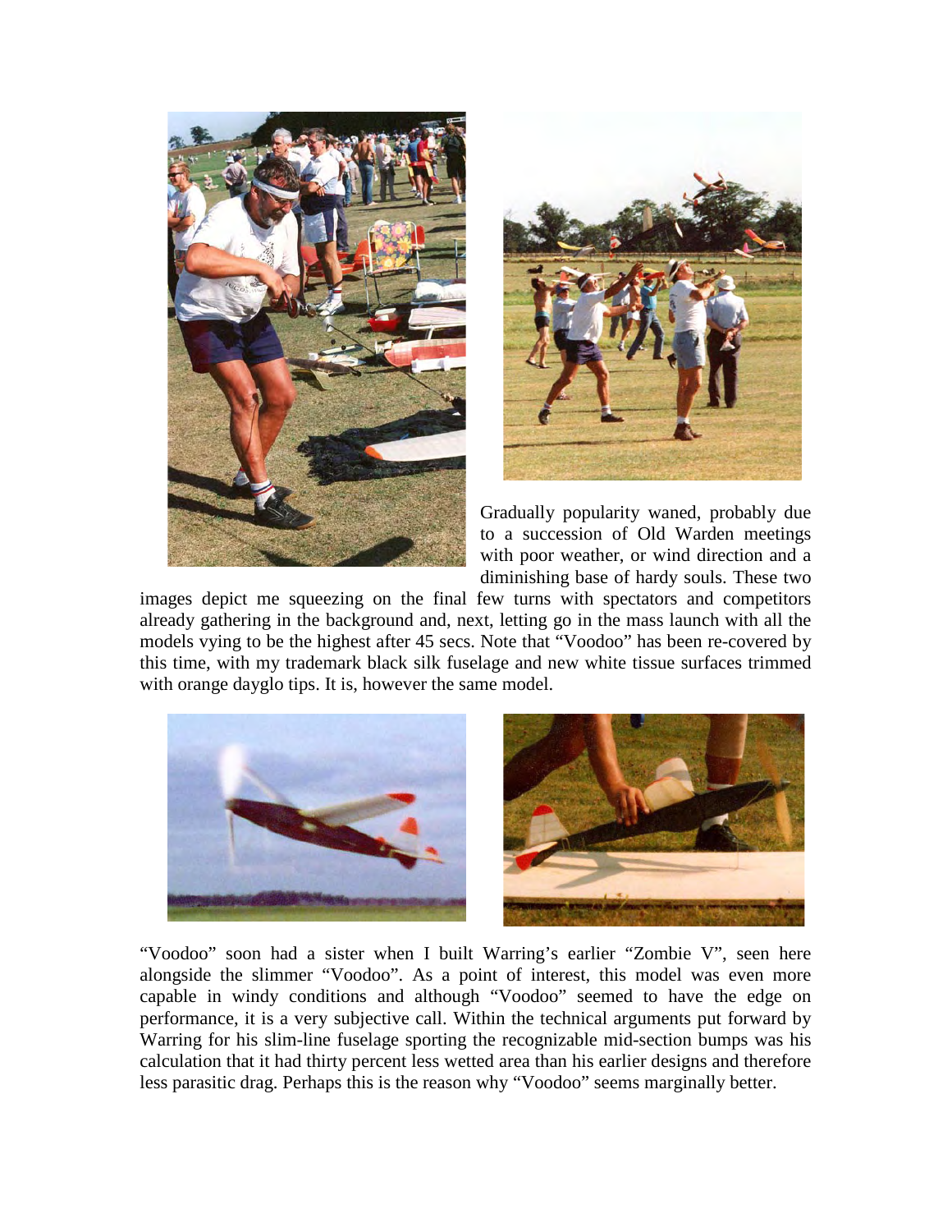Gradually popularity waned, probably due to a succession of Old Warden meetings with poor weather, or wind direction and a diminishing base of hardy souls. These two images depict me squeezing on the final few turns with spectators and competitors already gathering in the background and, next, letting go in the mass launch with all the models vying to be the highest after 45 secs. Note that "Voodoo" has been re-covered by this time, with my trademark black silk fuselage and new white tissue surfaces trimmed with orange dayglo tips. It is, however the same model.

"Voodoo" soon had a sister when I built Warring's earlier "Zombie V", seen here alongside the slimmer "Voodoo". As a point of interest, this model was even more capable in windy conditions and although "Voodoo" seemed to have the edge on performance, it is a very subjective call. Within the technical arguments put forward by Warring for his slim-line fuselage sporting the recognizable mid-section bumps was his calculation that it had thirty percent less wetted area than his earlier designs and therefore less parasitic drag. Perhaps this is the reason why "Voodoo" seems marginally better.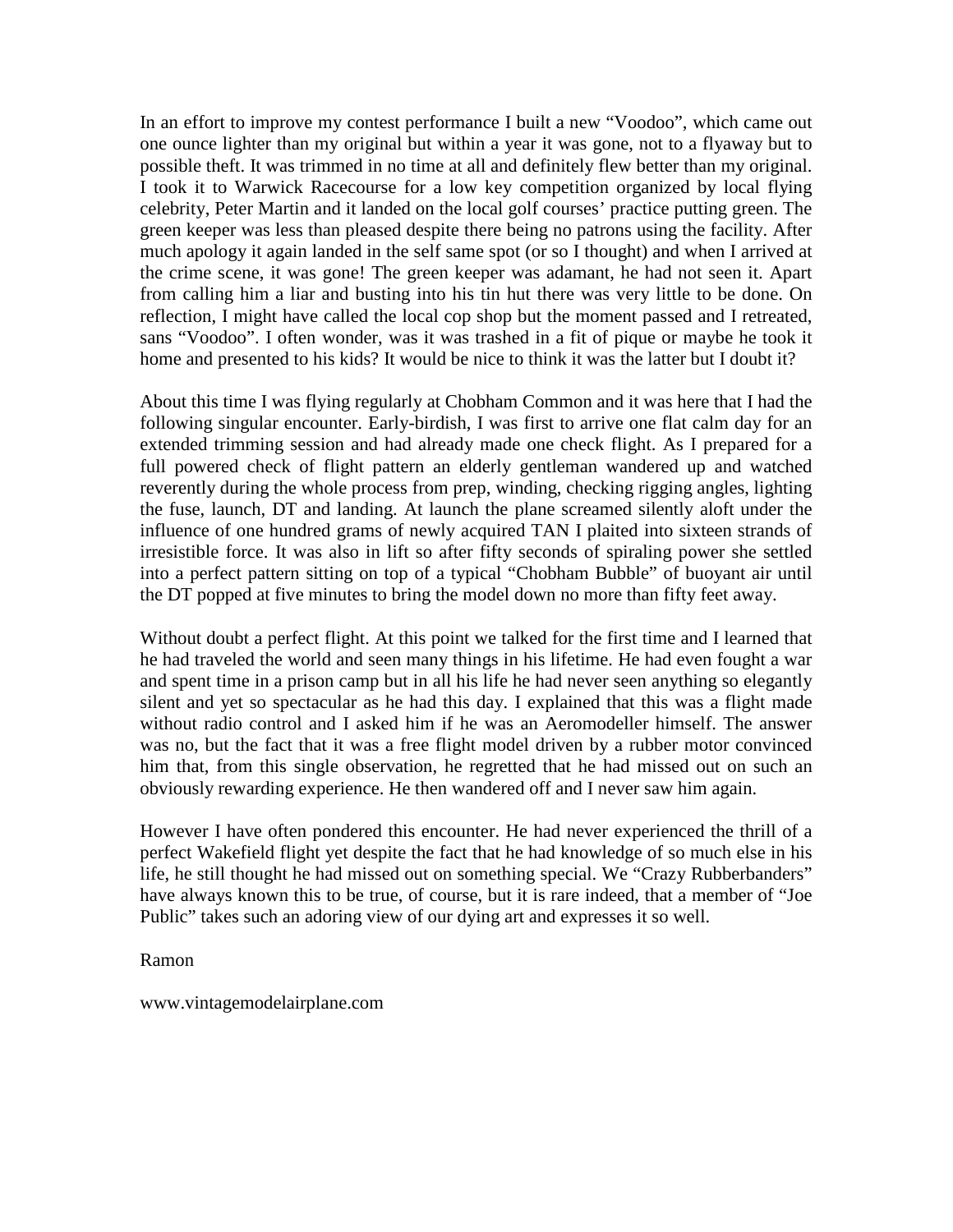In an effort to improve my contest performance I built a new “Voodoo”, which came out one ounce lighter than my original but within a year it was gone, not to a flyaway but to possible theft. It was trimmed in no time at all and definitely flew better than my original. I took it to Warwick Racecourse for a low key competition organized by local flying celebrity, Peter Martin and it landed on the local golf courses’ practice putting green. The green keeper was less than pleased despite there being no patrons using the facility. After much apology it again landed in the self same spot (or so I thought) and when I arrived at the crime scene, it was gone! The green keeper was adamant, he had not seen it. Apart from calling him a liar and busting into his tin hut there was very little to be done. On reflection, I might have called the local cop shop but the moment passed and I retreated, sans “Voodoo”. I often wonder, was it was trashed in a fit of pique or maybe he took it home and presented to his kids? It would be nice to think it was the latter but I doubt it?

About this time I was flying regularly at Chobham Common and it was here that I had the following singular encounter. Early-birdish, I was first to arrive one flat calm day for an extended trimming session and had already made one check flight. As I prepared for a full powered check of flight pattern an elderly gentleman wandered up and watched reverently during the whole process from prep, winding, checking rigging angles, lighting the fuse, launch, DT and landing. At launch the plane screamed silently aloft under the influence of one hundred grams of newly acquired TAN I plaited into sixteen strands of irresistible force. It was also in lift so after fifty seconds of spiraling power she settled into a perfect pattern sitting on top of a typical “Chobham Bubble” of buoyant air until the DT popped at five minutes to bring the model down no more than fifty feet away.

Without doubt a perfect flight. At this point we talked for the first time and I learned that he had traveled the world and seen many things in his lifetime. He had even fought a war and spent time in a prison camp but in all his life he had never seen anything so elegantly silent and yet so spectacular as he had this day. I explained that this was a flight made without radio control and I asked him if he was an Aeromodeller himself. The answer was no, but the fact that it was a free flight model driven by a rubber motor convinced him that, from this single observation, he regretted that he had missed out on such an obviously rewarding experience. He then wandered off and I never saw him again.

However I have often pondered this encounter. He had never experienced the thrill of a perfect Wakefield flight yet despite the fact that he had knowledge of so much else in his life, he still thought he had missed out on something special. We “Crazy Rubberbanders” have always known this to be true, of course, but it is rare indeed, that a member of “Joe Public” takes such an adoring view of our dying art and expresses it so well.

Ramon

www.vintagemodelairplane.com